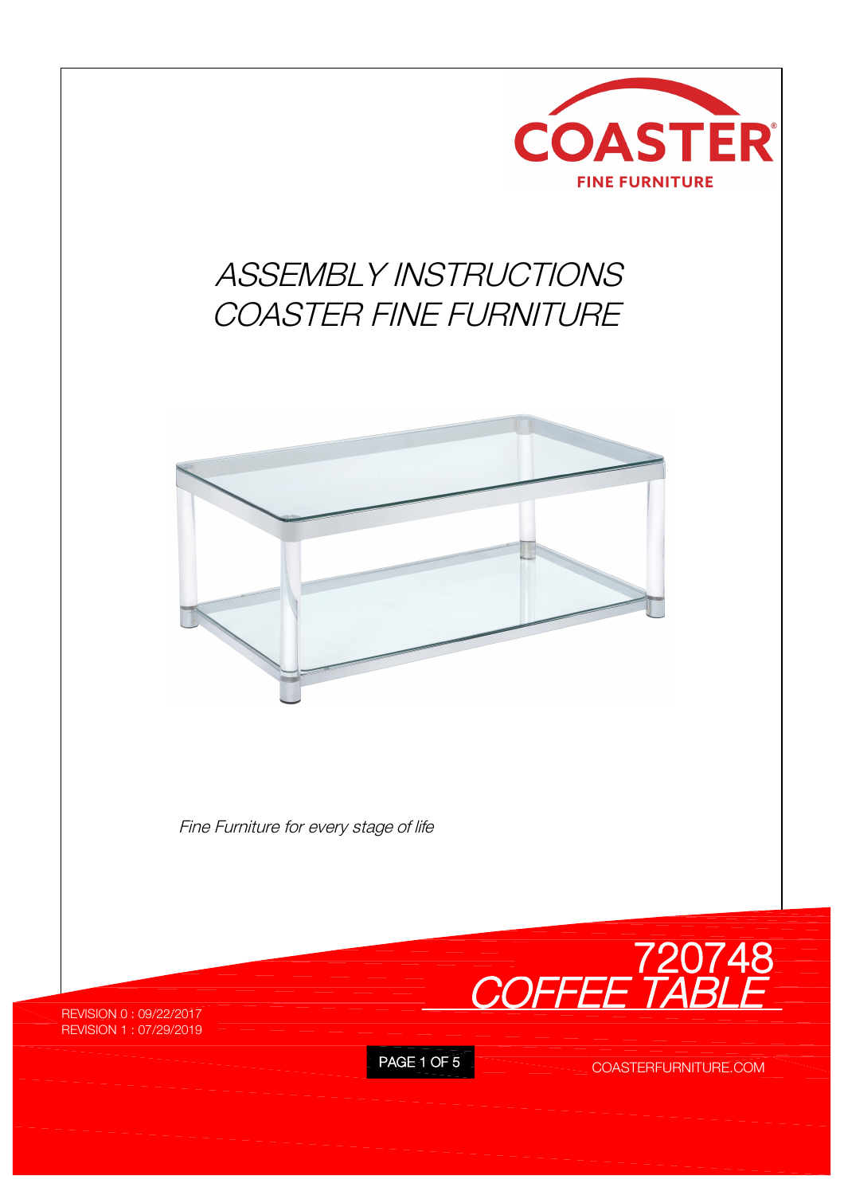COASTER
FINE FURNITURE

# *ASSEMBLY INSTRUCTIONS*
# *COASTER FINE FURNITURE*

*Fine Furniture for every stage of life*

## *720748*
## *COFFEE TABLE*

REVISION 0 : 09/22/2017
REVISION 1 : 07/29/2019

COASTERFURNITURE.COM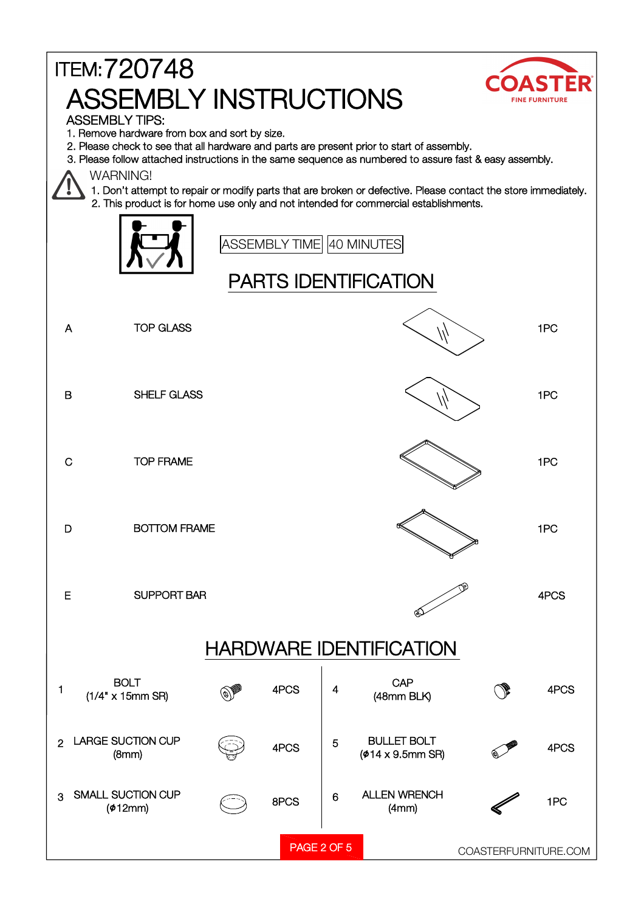# ITEM: 720748

# ASSEMBLY INSTRUCTIONS

ASSEMBLY TIPS:

1. Remove hardware from box and sort by size.
2. Please check to see that all hardware and parts are present prior to start of assembly.
3. Please follow attached instructions in the same sequence as numbered to assure fast & easy assembly.

WARNING!

1. Don't attempt to repair or modify parts that are broken or defective. Please contact the store immediately.
2. This product is for home use only and not intended for commercial establishments.

ASSEMBLY TIME | 40 MINUTES

## PARTS IDENTIFICATION

| | | |
|---|---|---|
| A | TOP GLASS | 1PC |
| B | SHELF GLASS | 1PC |
| C | TOP FRAME | 1PC |
| D | BOTTOM FRAME | 1PC |
| E | SUPPORT BAR | 4PCS |

## HARDWARE IDENTIFICATION

| | | | | | |
|---|---|---|---|---|---|
| 1 | BOLT (1/4" x 15mm SR) | 4PCS | 4 | CAP (48mm BLK) | 4PCS |
| 2 | LARGE SUCTION CUP (8mm) | 4PCS | 5 | BULLET BOLT (ø14 x 9.5mm SR) | 4PCS |
| 3 | SMALL SUCTION CUP (ø12mm) | 8PCS | 6 | ALLEN WRENCH (4mm) | 1PC |

COASTERFURNITURE.COM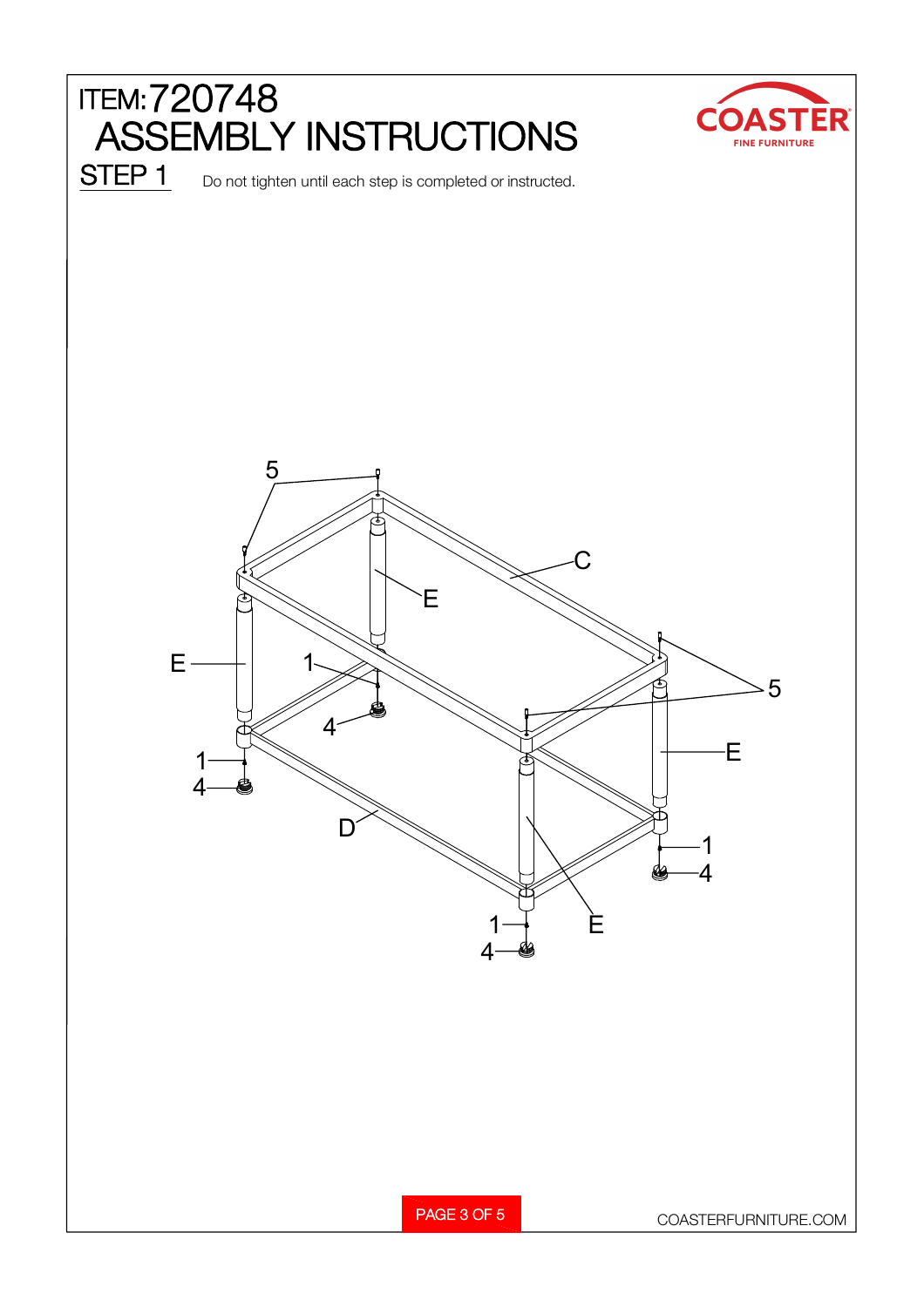# ITEM:720748

# ASSEMBLY INSTRUCTIONS

## STEP 1

Do not tighten until each step is completed or instructed.

5

C

E

E

1

5

4

E

1

4

D

1

4

1

E

4

COASTER FINE FURNITURE

COASTERFURNITURE.COM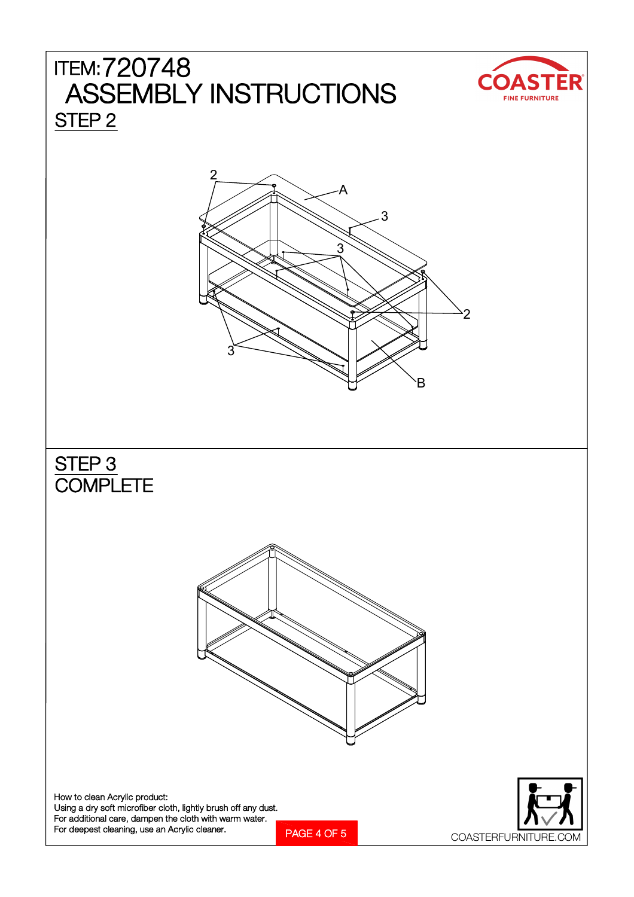# ITEM:720748

# ASSEMBLY INSTRUCTIONS

COASTER FINE FURNITURE

## STEP 2

2 A 3 3 2 3 B

## STEP 3

## COMPLETE

How to clean Acrylic product:
Using a dry soft microfiber cloth, lightly brush off any dust.
For additional care, dampen the cloth with warm water.
For deepest cleaning, use an Acrylic cleaner.

COASTERFURNITURE.COM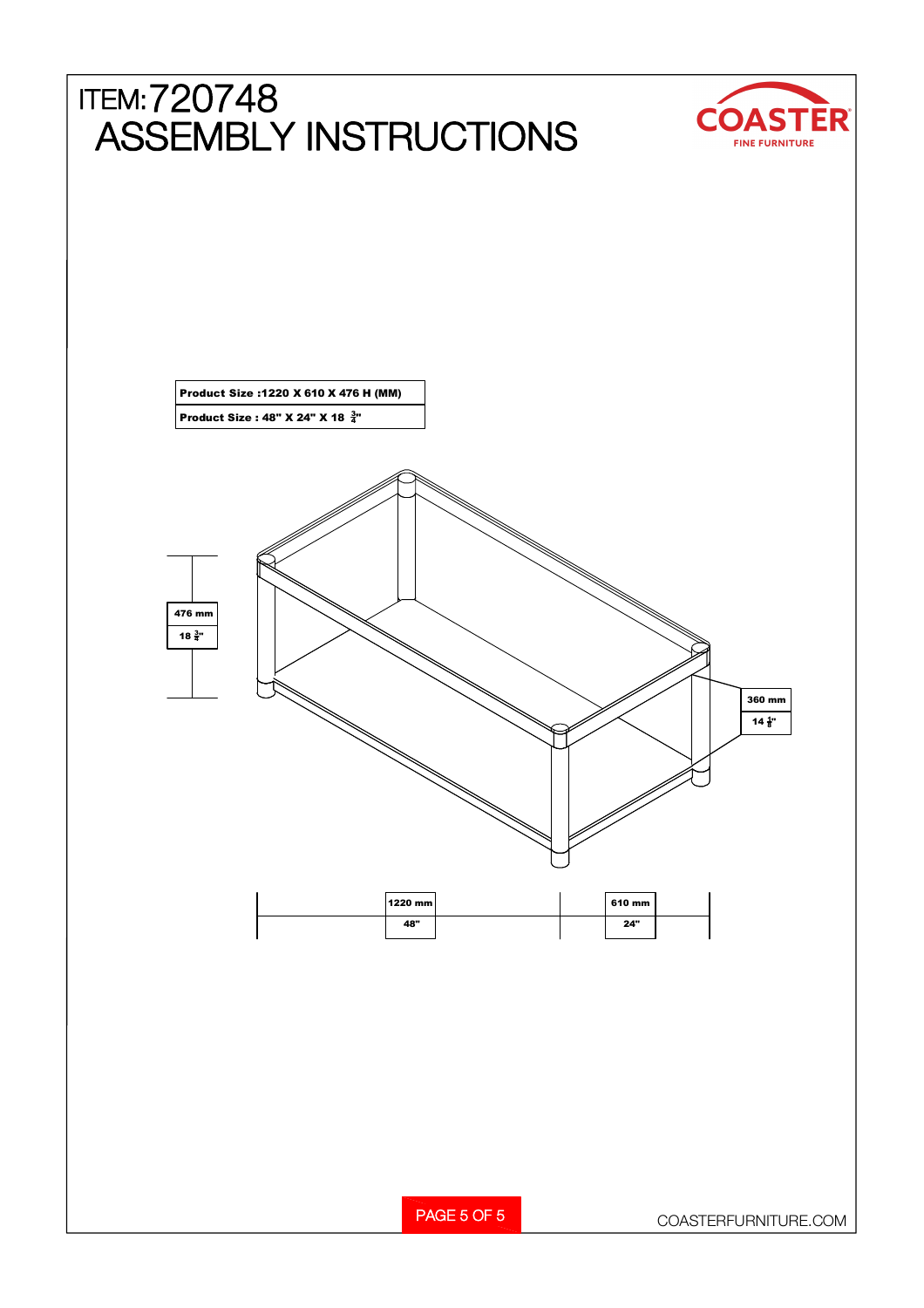# ITEM: 720748
# ASSEMBLY INSTRUCTIONS

COASTER
FINE FURNITURE

| | |
|---|---|
| **Product Size :1220 X 610 X 476 H (MM)** | |
| **Product Size : 48" X 24" X 18 ¾"** | |

476 mm
18 ¾"

360 mm
14 ⅛"

1220 mm
48"

610 mm
24"

COASTERFURNITURE.COM